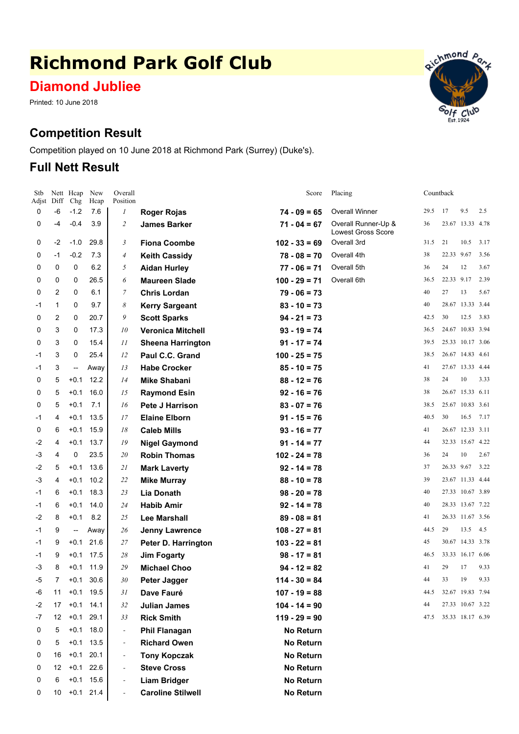# Richmond Park Golf Club

## Diamond Jubliee

Printed: 10 June 2018

## Competition Result

Competition played on 10 June 2018 at Richmond Park (Surrey) (Duke's).

## Full Nett Result

| Stb Adjst | Nett Diff | Hcap Chg | New Hcap | Overall Position | | Score | Placing | Countback | | | |
|---|---|---|---|---|---|---|---|---|---|---|---|
| 0 | -6 | -1.2 | 7.6 | 1 | **Roger Rojas** | **74 - 09 = 65** | Overall Winner | 29.5 | 17 | 9.5 | 2.5 |
| 0 | -4 | -0.4 | 3.9 | 2 | **James Barker** | **71 - 04 = 67** | Overall Runner-Up & Lowest Gross Score | 36 | 23.67 | 13.33 | 4.78 |
| 0 | -2 | -1.0 | 29.8 | 3 | **Fiona Coombe** | **102 - 33 = 69** | Overall 3rd | 31.5 | 21 | 10.5 | 3.17 |
| 0 | -1 | -0.2 | 7.3 | 4 | **Keith Cassidy** | **78 - 08 = 70** | Overall 4th | 38 | 22.33 | 9.67 | 3.56 |
| 0 | 0 | 0 | 6.2 | 5 | **Aidan Hurley** | **77 - 06 = 71** | Overall 5th | 36 | 24 | 12 | 3.67 |
| 0 | 0 | 0 | 26.5 | 6 | **Maureen Slade** | **100 - 29 = 71** | Overall 6th | 36.5 | 22.33 | 9.17 | 2.39 |
| 0 | 2 | 0 | 6.1 | 7 | **Chris Lordan** | **79 - 06 = 73** | | 40 | 27 | 13 | 5.67 |
| -1 | 1 | 0 | 9.7 | 8 | **Kerry Sargeant** | **83 - 10 = 73** | | 40 | 28.67 | 13.33 | 3.44 |
| 0 | 2 | 0 | 20.7 | 9 | **Scott Sparks** | **94 - 21 = 73** | | 42.5 | 30 | 12.5 | 3.83 |
| 0 | 3 | 0 | 17.3 | 10 | **Veronica Mitchell** | **93 - 19 = 74** | | 36.5 | 24.67 | 10.83 | 3.94 |
| 0 | 3 | 0 | 15.4 | 11 | **Sheena Harrington** | **91 - 17 = 74** | | 39.5 | 25.33 | 10.17 | 3.06 |
| -1 | 3 | 0 | 25.4 | 12 | **Paul C.C. Grand** | **100 - 25 = 75** | | 38.5 | 26.67 | 14.83 | 4.61 |
| -1 | 3 | -- | Away | 13 | **Habe Crocker** | **85 - 10 = 75** | | 41 | 27.67 | 13.33 | 4.44 |
| 0 | 5 | +0.1 | 12.2 | 14 | **Mike Shabani** | **88 - 12 = 76** | | 38 | 24 | 10 | 3.33 |
| 0 | 5 | +0.1 | 16.0 | 15 | **Raymond Esin** | **92 - 16 = 76** | | 38 | 26.67 | 15.33 | 6.11 |
| 0 | 5 | +0.1 | 7.1 | 16 | **Pete J Harrison** | **83 - 07 = 76** | | 38.5 | 25.67 | 10.83 | 3.61 |
| -1 | 4 | +0.1 | 13.5 | 17 | **Elaine Elborn** | **91 - 15 = 76** | | 40.5 | 30 | 16.5 | 7.17 |
| 0 | 6 | +0.1 | 15.9 | 18 | **Caleb Mills** | **93 - 16 = 77** | | 41 | 26.67 | 12.33 | 3.11 |
| -2 | 4 | +0.1 | 13.7 | 19 | **Nigel Gaymond** | **91 - 14 = 77** | | 44 | 32.33 | 15.67 | 4.22 |
| -3 | 4 | 0 | 23.5 | 20 | **Robin Thomas** | **102 - 24 = 78** | | 36 | 24 | 10 | 2.67 |
| -2 | 5 | +0.1 | 13.6 | 21 | **Mark Laverty** | **92 - 14 = 78** | | 37 | 26.33 | 9.67 | 3.22 |
| -3 | 4 | +0.1 | 10.2 | 22 | **Mike Murray** | **88 - 10 = 78** | | 39 | 23.67 | 11.33 | 4.44 |
| -1 | 6 | +0.1 | 18.3 | 23 | **Lia Donath** | **98 - 20 = 78** | | 40 | 27.33 | 10.67 | 3.89 |
| -1 | 6 | +0.1 | 14.0 | 24 | **Habib Amir** | **92 - 14 = 78** | | 40 | 28.33 | 13.67 | 7.22 |
| -2 | 8 | +0.1 | 8.2 | 25 | **Lee Marshall** | **89 - 08 = 81** | | 41 | 26.33 | 11.67 | 3.56 |
| -1 | 9 | -- | Away | 26 | **Jenny Lawrence** | **108 - 27 = 81** | | 44.5 | 29 | 13.5 | 4.5 |
| -1 | 9 | +0.1 | 21.6 | 27 | **Peter D. Harrington** | **103 - 22 = 81** | | 45 | 30.67 | 14.33 | 3.78 |
| -1 | 9 | +0.1 | 17.5 | 28 | **Jim Fogarty** | **98 - 17 = 81** | | 46.5 | 33.33 | 16.17 | 6.06 |
| -3 | 8 | +0.1 | 11.9 | 29 | **Michael Choo** | **94 - 12 = 82** | | 41 | 29 | 17 | 9.33 |
| -5 | 7 | +0.1 | 30.6 | 30 | **Peter Jagger** | **114 - 30 = 84** | | 44 | 33 | 19 | 9.33 |
| -6 | 11 | +0.1 | 19.5 | 31 | **Dave Fauré** | **107 - 19 = 88** | | 44.5 | 32.67 | 19.83 | 7.94 |
| -2 | 17 | +0.1 | 14.1 | 32 | **Julian James** | **104 - 14 = 90** | | 44 | 27.33 | 10.67 | 3.22 |
| -7 | 12 | +0.1 | 29.1 | 33 | **Rick Smith** | **119 - 29 = 90** | | 47.5 | 35.33 | 18.17 | 6.39 |
| 0 | 5 | +0.1 | 18.0 | - | **Phil Flanagan** | **No Return** | | | | | |
| 0 | 5 | +0.1 | 13.5 | - | **Richard Owen** | **No Return** | | | | | |
| 0 | 16 | +0.1 | 20.1 | - | **Tony Kopczak** | **No Return** | | | | | |
| 0 | 12 | +0.1 | 22.6 | - | **Steve Cross** | **No Return** | | | | | |
| 0 | 6 | +0.1 | 15.6 | - | **Liam Bridger** | **No Return** | | | | | |
| 0 | 10 | +0.1 | 21.4 | - | **Caroline Stilwell** | **No Return** | | | | | |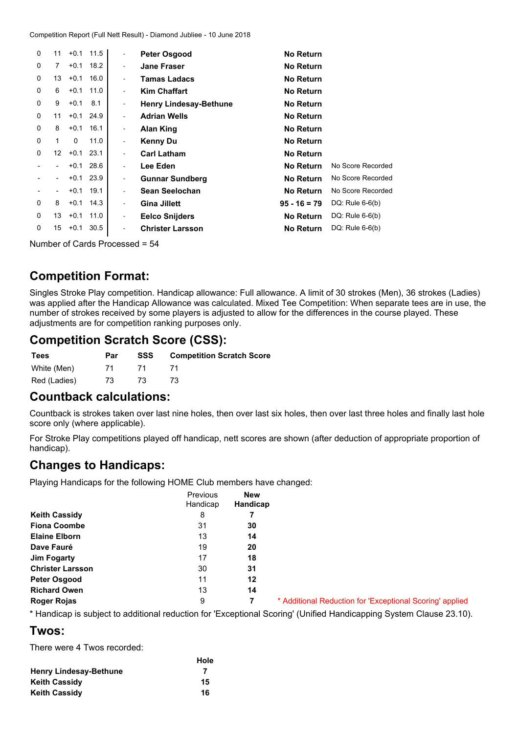Competition Report (Full Nett Result) - Diamond Jubliee - 10 June 2018

| | | | | | | | |
|---|---|---|---|---|---|---|---|
| 0 | 11 | +0.1 | 11.5 | - | **Peter Osgood** | **No Return** | |
| 0 | 7 | +0.1 | 18.2 | - | **Jane Fraser** | **No Return** | |
| 0 | 13 | +0.1 | 16.0 | - | **Tamas Ladacs** | **No Return** | |
| 0 | 6 | +0.1 | 11.0 | - | **Kim Chaffart** | **No Return** | |
| 0 | 9 | +0.1 | 8.1 | - | **Henry Lindesay-Bethune** | **No Return** | |
| 0 | 11 | +0.1 | 24.9 | - | **Adrian Wells** | **No Return** | |
| 0 | 8 | +0.1 | 16.1 | - | **Alan King** | **No Return** | |
| 0 | 1 | 0 | 11.0 | - | **Kenny Du** | **No Return** | |
| 0 | 12 | +0.1 | 23.1 | - | **Carl Latham** | **No Return** | |
| - | - | +0.1 | 28.6 | - | **Lee Eden** | **No Return** | No Score Recorded |
| - | - | +0.1 | 23.9 | - | **Gunnar Sundberg** | **No Return** | No Score Recorded |
| - | - | +0.1 | 19.1 | - | **Sean Seelochan** | **No Return** | No Score Recorded |
| 0 | 8 | +0.1 | 14.3 | - | **Gina Jillett** | **95 - 16 = 79** | DQ: Rule 6-6(b) |
| 0 | 13 | +0.1 | 11.0 | - | **Eelco Snijders** | **No Return** | DQ: Rule 6-6(b) |
| 0 | 15 | +0.1 | 30.5 | - | **Christer Larsson** | **No Return** | DQ: Rule 6-6(b) |

Number of Cards Processed = 54

## Competition Format:

Singles Stroke Play competition. Handicap allowance: Full allowance. A limit of 30 strokes (Men), 36 strokes (Ladies) was applied after the Handicap Allowance was calculated. Mixed Tee Competition: When separate tees are in use, the number of strokes received by some players is adjusted to allow for the differences in the course played. These adjustments are for competition ranking purposes only.

## Competition Scratch Score (CSS):

| Tees | Par | SSS | Competition Scratch Score |
|---|---|---|---|
| White (Men) | 71 | 71 | 71 |
| Red (Ladies) | 73 | 73 | 73 |

## Countback calculations:

Countback is strokes taken over last nine holes, then over last six holes, then over last three holes and finally last hole score only (where applicable).

For Stroke Play competitions played off handicap, nett scores are shown (after deduction of appropriate proportion of handicap).

## Changes to Handicaps:

Playing Handicaps for the following HOME Club members have changed:

| | Previous Handicap | New Handicap | |
|---|---|---|---|
| **Keith Cassidy** | 8 | **7** | |
| **Fiona Coombe** | 31 | **30** | |
| **Elaine Elborn** | 13 | **14** | |
| **Dave Fauré** | 19 | **20** | |
| **Jim Fogarty** | 17 | **18** | |
| **Christer Larsson** | 30 | **31** | |
| **Peter Osgood** | 11 | **12** | |
| **Richard Owen** | 13 | **14** | |
| **Roger Rojas** | 9 | **7** | * Additional Reduction for 'Exceptional Scoring' applied |

* Handicap is subject to additional reduction for 'Exceptional Scoring' (Unified Handicapping System Clause 23.10).

## Twos:

There were 4 Twos recorded:

| | Hole |
|---|---|
| **Henry Lindesay-Bethune** | **7** |
| **Keith Cassidy** | **15** |
| **Keith Cassidy** | **16** |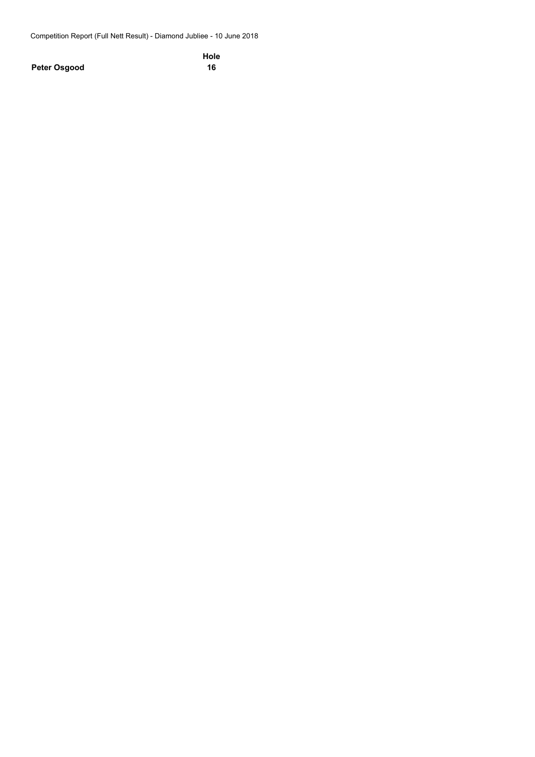| | Hole |
|---|---|
| **Peter Osgood** | **16** |